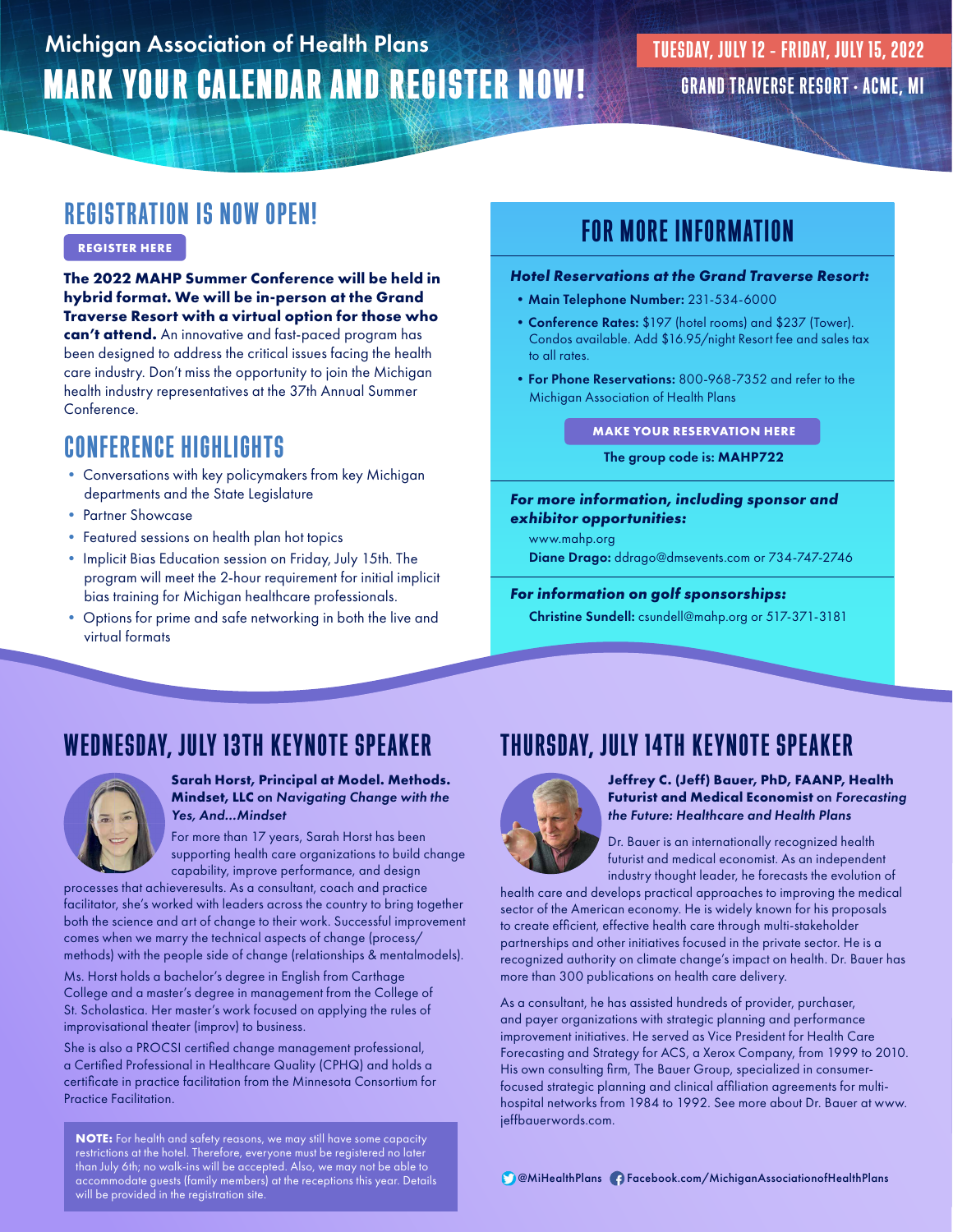Michigan Association of Health Plans

# MARK YOUR CALENDAR AND REGISTER NOW!

**TUESDAY, JULY 12 - FRIDAY, JULY 15, 2022**

**GRAND TRAVERSE RESORT · ACME, MI**

## REGISTRATION IS NOW OPEN!

**REGISTER HERE**

**The 2022 MAHP Summer Conference will be held in hybrid format. We will be in-person at the Grand Traverse Resort with a virtual option for those who can't attend.** An innovative and fast-paced program has been designed to address the critical issues facing the health care industry. Don't miss the opportunity to join the Michigan health industry representatives at the 37th Annual Summer Conference.

## CONFERENCE HIGHLIGHTS

- Conversations with key policymakers from key Michigan departments and the State Legislature
- Partner Showcase
- Featured sessions on health plan hot topics
- Implicit Bias Education session on Friday, July 15th. The program will meet the 2-hour requirement for initial implicit bias training for Michigan healthcare professionals.
- Options for prime and safe networking in both the live and virtual formats

## FOR MORE INFORMATION

***Hotel Reservations at the Grand Traverse Resort:***

- **Main Telephone Number:** 231-534-6000
- **Conference Rates:** $197 (hotel rooms) and $237 (Tower). Condos available. Add $16.95/night Resort fee and sales tax to all rates.
- **For Phone Reservations:** 800-968-7352 and refer to the Michigan Association of Health Plans

**MAKE YOUR RESERVATION HERE**

The group code is: **MAHP722**

***For more information, including sponsor and exhibitor opportunities:***

www.mahp.org
**Diane Drago:** ddrago@dmsevents.com or 734-747-2746

***For information on golf sponsorships:***

**Christine Sundell:** csundell@mahp.org or 517-371-3181

## WEDNESDAY, JULY 13TH KEYNOTE SPEAKER

**Sarah Horst, Principal at Model. Methods. Mindset, LLC on *Navigating Change with the Yes, And...Mindset***

For more than 17 years, Sarah Horst has been supporting health care organizations to build change capability, improve performance, and design processes that achieveresults. As a consultant, coach and practice facilitator, she's worked with leaders across the country to bring together both the science and art of change to their work. Successful improvement comes when we marry the technical aspects of change (process/ methods) with the people side of change (relationships & mentalmodels).

Ms. Horst holds a bachelor's degree in English from Carthage College and a master's degree in management from the College of St. Scholastica. Her master's work focused on applying the rules of improvisational theater (improv) to business.

She is also a PROCSI certified change management professional, a Certified Professional in Healthcare Quality (CPHQ) and holds a certificate in practice facilitation from the Minnesota Consortium for Practice Facilitation.

**NOTE:** For health and safety reasons, we may still have some capacity restrictions at the hotel. Therefore, everyone must be registered no later than July 6th; no walk-ins will be accepted. Also, we may not be able to accommodate guests (family members) at the receptions this year. Details will be provided in the registration site.

## THURSDAY, JULY 14TH KEYNOTE SPEAKER

**Jeffrey C. (Jeff) Bauer, PhD, FAANP, Health Futurist and Medical Economist on *Forecasting the Future: Healthcare and Health Plans***

Dr. Bauer is an internationally recognized health futurist and medical economist. As an independent industry thought leader, he forecasts the evolution of health care and develops practical approaches to improving the medical sector of the American economy. He is widely known for his proposals to create efficient, effective health care through multi-stakeholder partnerships and other initiatives focused in the private sector. He is a recognized authority on climate change's impact on health. Dr. Bauer has more than 300 publications on health care delivery.

As a consultant, he has assisted hundreds of provider, purchaser, and payer organizations with strategic planning and performance improvement initiatives. He served as Vice President for Health Care Forecasting and Strategy for ACS, a Xerox Company, from 1999 to 2010. His own consulting firm, The Bauer Group, specialized in consumer-focused strategic planning and clinical affiliation agreements for multi-hospital networks from 1984 to 1992. See more about Dr. Bauer at www.jeffbauerwords.com.

@MiHealthPlans   Facebook.com/MichiganAssociationofHealthPlans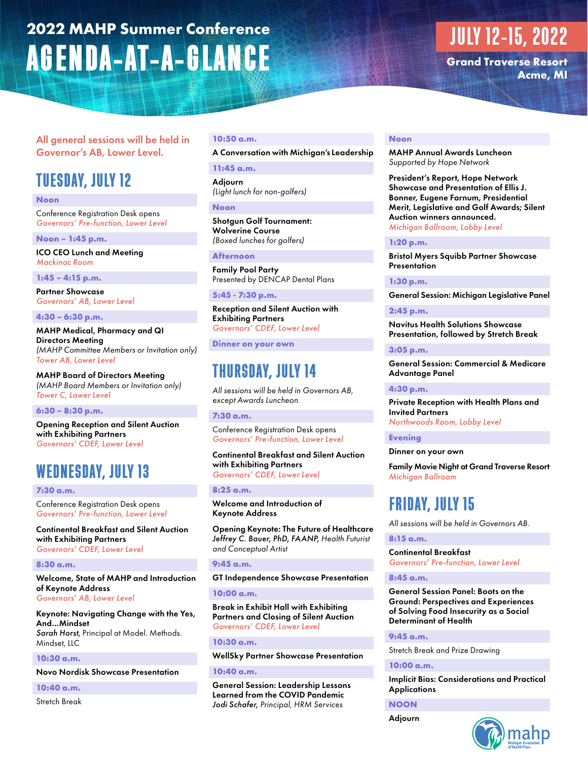# 2022 MAHP Summer Conference

# AGENDA-AT-A-GLANCE

**JULY 12-15, 2022**

**Grand Traverse Resort**
**Acme, MI**

All general sessions will be held in Governor's AB, Lower Level.

## TUESDAY, JULY 12

**Noon**

Conference Registration Desk opens
*Governors' Pre-function, Lower Level*

**Noon – 1:45 p.m.**

**ICO CEO Lunch and Meeting**
*Mackinac Room*

**1:45 – 4:15 p.m.**

**Partner Showcase**
*Governors' AB, Lower Level*

**4:30 – 6:30 p.m.**

**MAHP Medical, Pharmacy and QI Directors Meeting**
*(MAHP Committee Members or Invitation only)*
*Tower AB, Lower Level*

**MAHP Board of Directors Meeting**
*(MAHP Board Members or Invitation only)*
*Tower C, Lower Level*

**6:30 – 8:30 p.m.**

**Opening Reception and Silent Auction with Exhibiting Partners**
*Governors' CDEF, Lower Level*

## WEDNESDAY, JULY 13

**7:30 a.m.**

Conference Registration Desk opens
*Governors' Pre-function, Lower Level*

**Continental Breakfast and Silent Auction with Exhibiting Partners**
*Governors' CDEF, Lower Level*

**8:30 a.m.**

**Welcome, State of MAHP and Introduction of Keynote Address**
*Governors' AB, Lower Level*

**Keynote: Navigating Change with the Yes, And...Mindset**
*Sarah Horst,* Principal at Model. Methods. Mindset, LLC

**10:30 a.m.**

**Novo Nordisk Showcase Presentation**

**10:40 a.m.**

Stretch Break

**10:50 a.m.**

**A Conversation with Michigan's Leadership**

**11:45 a.m.**

**Adjourn**
*(Light lunch for non-golfers)*

**Noon**

**Shotgun Golf Tournament: Wolverine Course**
*(Boxed lunches for golfers)*

**Afternoon**

**Family Pool Party**
Presented by DENCAP Dental Plans

**5:45 - 7:30 p.m.**

**Reception and Silent Auction with Exhibiting Partners**
*Governors' CDEF, Lower Level*

**Dinner on your own**

## THURSDAY, JULY 14

*All sessions will be held in Governors AB, except Awards Luncheon.*

**7:30 a.m.**

Conference Registration Desk opens
*Governors' Pre-function, Lower Level*

**Continental Breakfast and Silent Auction with Exhibiting Partners**
*Governors' CDEF, Lower Level*

**8:25 a.m.**

**Welcome and Introduction of Keynote Address**

**Opening Keynote: The Future of Healthcare**
*Jeffrey C. Bauer, PhD, FAANP, Health Futurist and Conceptual Artist*

**9:45 a.m.**

**GT Independence Showcase Presentation**

**10:00 a.m.**

**Break in Exhibit Hall with Exhibiting Partners and Closing of Silent Auction**
*Governors' CDEF, Lower Level*

**10:30 a.m.**

**WellSky Partner Showcase Presentation**

**10:40 a.m.**

**General Session: Leadership Lessons Learned from the COVID Pandemic**
*Jodi Schafer, Principal, HRM Services*

**Noon**

**MAHP Annual Awards Luncheon**
*Supported by Hope Network*

**President's Report, Hope Network Showcase and Presentation of Ellis J. Bonner, Eugene Farnum, Presidential Merit, Legislative and Golf Awards; Silent Auction winners announced.**
*Michigan Ballroom, Lobby Level*

**1:20 p.m.**

**Bristol Myers Squibb Partner Showcase Presentation**

**1:30 p.m.**

**General Session: Michigan Legislative Panel**

**2:45 p.m.**

**Navitus Health Solutions Showcase Presentation, followed by Stretch Break**

**3:05 p.m.**

**General Session: Commercial & Medicare Advantage Panel**

**4:30 p.m.**

**Private Reception with Health Plans and Invited Partners**
*Northwoods Room, Lobby Level*

**Evening**

**Dinner on your own**

**Family Movie Night at Grand Traverse Resort**
*Michigan Ballroom*

## FRIDAY, JULY 15

*All sessions will be held in Governors AB.*

**8:15 a.m.**

**Continental Breakfast**
*Governors' Pre-function, Lower Level*

**8:45 a.m.**

**General Session Panel: Boots on the Ground: Perspectives and Experiences of Solving Food Insecurity as a Social Determinant of Health**

**9:45 a.m.**

Stretch Break and Prize Drawing

**10:00 a.m.**

**Implicit Bias: Considerations and Practical Applications**

**NOON**

**Adjourn**

mahp
Michigan Association of Health Plans